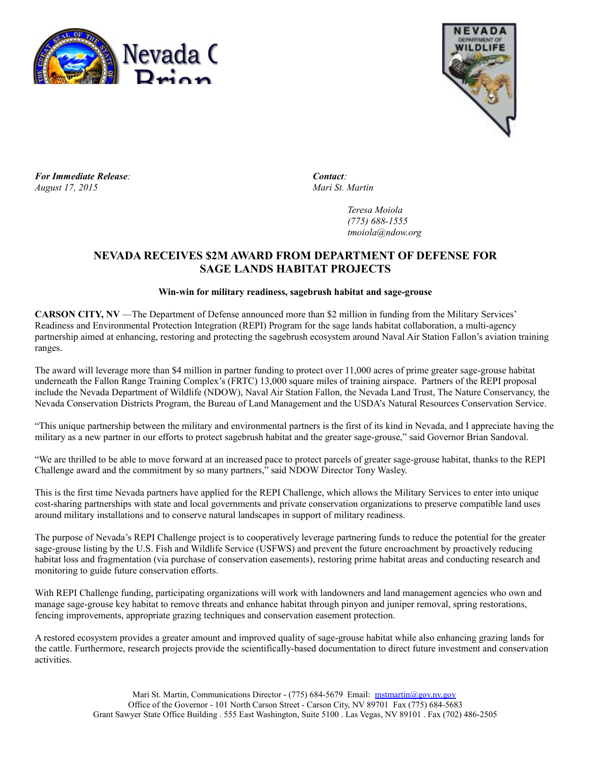Nevada C
Brian

*For Immediate Release:*
*August 17, 2015*

*Contact:*
*Mari St. Martin*

*Teresa Moiola*
*(775) 688-1555*
*tmoiola@ndow.org*

## NEVADA RECEIVES $2M AWARD FROM DEPARTMENT OF DEFENSE FOR SAGE LANDS HABITAT PROJECTS

**Win-win for military readiness, sagebrush habitat and sage-grouse**

**CARSON CITY, NV** —The Department of Defense announced more than $2 million in funding from the Military Services' Readiness and Environmental Protection Integration (REPI) Program for the sage lands habitat collaboration, a multi-agency partnership aimed at enhancing, restoring and protecting the sagebrush ecosystem around Naval Air Station Fallon's aviation training ranges.

The award will leverage more than $4 million in partner funding to protect over 11,000 acres of prime greater sage-grouse habitat underneath the Fallon Range Training Complex's (FRTC) 13,000 square miles of training airspace. Partners of the REPI proposal include the Nevada Department of Wildlife (NDOW), Naval Air Station Fallon, the Nevada Land Trust, The Nature Conservancy, the Nevada Conservation Districts Program, the Bureau of Land Management and the USDA's Natural Resources Conservation Service.

"This unique partnership between the military and environmental partners is the first of its kind in Nevada, and I appreciate having the military as a new partner in our efforts to protect sagebrush habitat and the greater sage-grouse," said Governor Brian Sandoval.

"We are thrilled to be able to move forward at an increased pace to protect parcels of greater sage-grouse habitat, thanks to the REPI Challenge award and the commitment by so many partners," said NDOW Director Tony Wasley.

This is the first time Nevada partners have applied for the REPI Challenge, which allows the Military Services to enter into unique cost-sharing partnerships with state and local governments and private conservation organizations to preserve compatible land uses around military installations and to conserve natural landscapes in support of military readiness.

The purpose of Nevada's REPI Challenge project is to cooperatively leverage partnering funds to reduce the potential for the greater sage-grouse listing by the U.S. Fish and Wildlife Service (USFWS) and prevent the future encroachment by proactively reducing habitat loss and fragmentation (via purchase of conservation easements), restoring prime habitat areas and conducting research and monitoring to guide future conservation efforts.

With REPI Challenge funding, participating organizations will work with landowners and land management agencies who own and manage sage-grouse key habitat to remove threats and enhance habitat through pinyon and juniper removal, spring restorations, fencing improvements, appropriate grazing techniques and conservation easement protection.

A restored ecosystem provides a greater amount and improved quality of sage-grouse habitat while also enhancing grazing lands for the cattle. Furthermore, research projects provide the scientifically-based documentation to direct future investment and conservation activities.

Mari St. Martin, Communications Director - (775) 684-5679 Email: mstmartin@gov.nv.gov
Office of the Governor - 101 North Carson Street - Carson City, NV 89701 Fax (775) 684-5683
Grant Sawyer State Office Building . 555 East Washington, Suite 5100 . Las Vegas, NV 89101 . Fax (702) 486-2505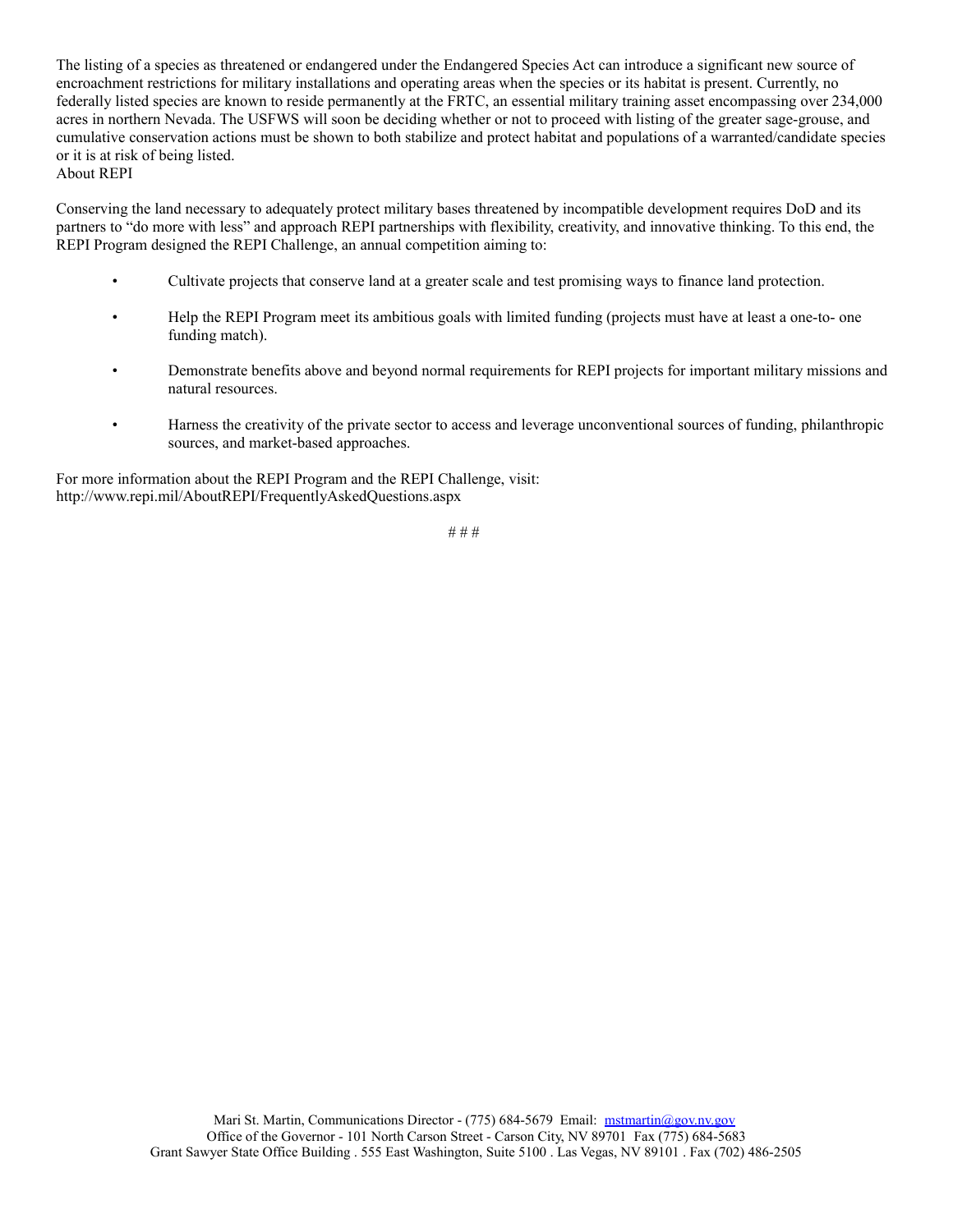The listing of a species as threatened or endangered under the Endangered Species Act can introduce a significant new source of encroachment restrictions for military installations and operating areas when the species or its habitat is present. Currently, no federally listed species are known to reside permanently at the FRTC, an essential military training asset encompassing over 234,000 acres in northern Nevada. The USFWS will soon be deciding whether or not to proceed with listing of the greater sage-grouse, and cumulative conservation actions must be shown to both stabilize and protect habitat and populations of a warranted/candidate species or it is at risk of being listed.

About REPI

Conserving the land necessary to adequately protect military bases threatened by incompatible development requires DoD and its partners to "do more with less" and approach REPI partnerships with flexibility, creativity, and innovative thinking. To this end, the REPI Program designed the REPI Challenge, an annual competition aiming to:

- Cultivate projects that conserve land at a greater scale and test promising ways to finance land protection.
- Help the REPI Program meet its ambitious goals with limited funding (projects must have at least a one-to- one funding match).
- Demonstrate benefits above and beyond normal requirements for REPI projects for important military missions and natural resources.
- Harness the creativity of the private sector to access and leverage unconventional sources of funding, philanthropic sources, and market-based approaches.

For more information about the REPI Program and the REPI Challenge, visit:
http://www.repi.mil/AboutREPI/FrequentlyAskedQuestions.aspx

# # #

Mari St. Martin, Communications Director - (775) 684-5679 Email: mstmartin@gov.nv.gov
Office of the Governor - 101 North Carson Street - Carson City, NV 89701 Fax (775) 684-5683
Grant Sawyer State Office Building . 555 East Washington, Suite 5100 . Las Vegas, NV 89101 . Fax (702) 486-2505